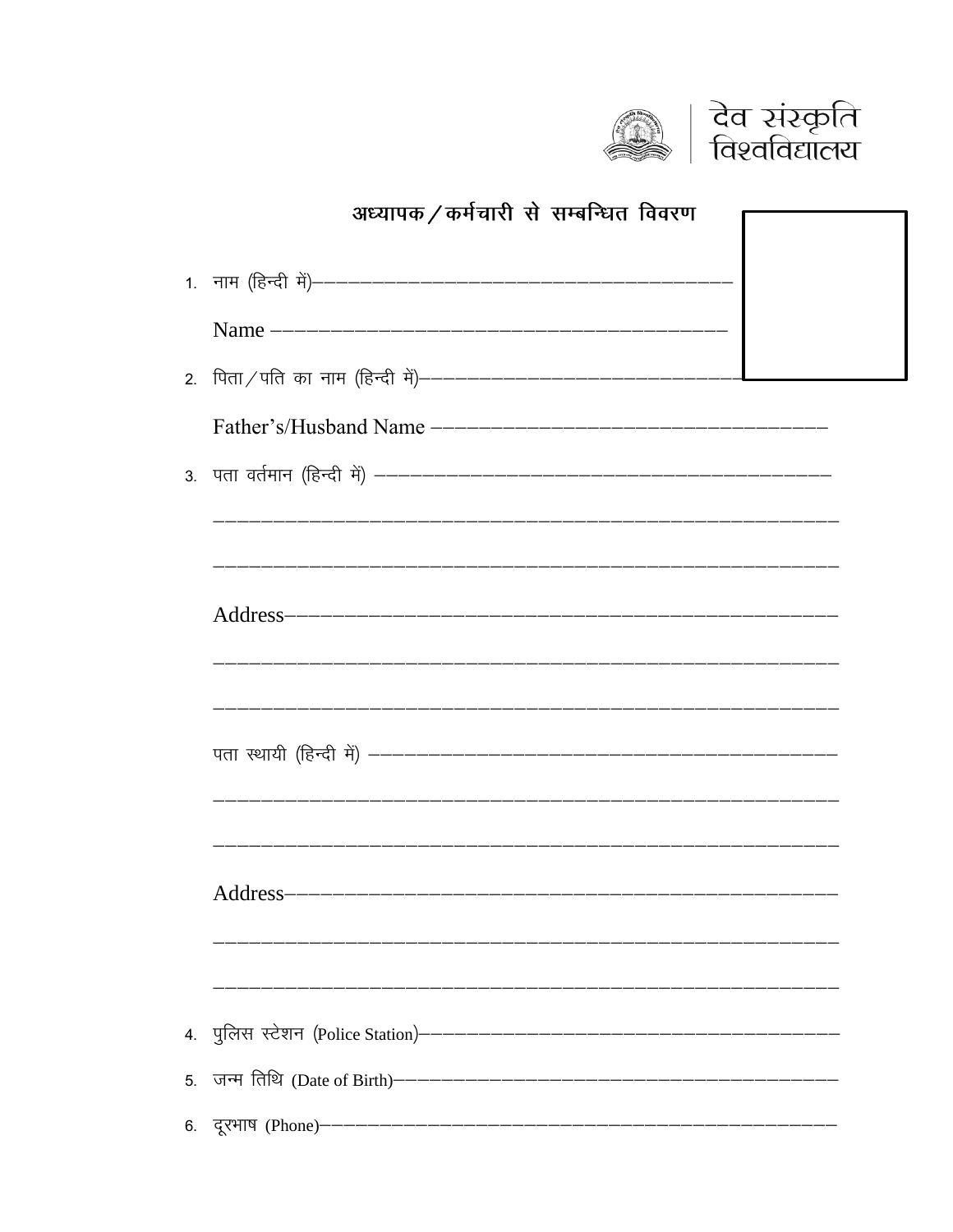देव संस्कृति विश्वविद्यालय

## अध्यापक / कर्मचारी से सम्बन्धित विवरण

1. नाम (हिन्दी में)————————————————————————

   Name ——————————————————————————

2. पिता / पति का नाम (हिन्दी में)————————————————————

   Father's/Husband Name ——————————————————————

3. पता वर्तमान (हिन्दी में) ——————————————————————

   ————————————————————————————————

   ————————————————————————————————

   Address————————————————————————————

   ————————————————————————————————

   ————————————————————————————————

   पता स्थायी (हिन्दी में) ——————————————————————

   ————————————————————————————————

   ————————————————————————————————

   Address————————————————————————————

   ————————————————————————————————

   ————————————————————————————————

4. पुलिस स्टेशन (Police Station)————————————————————

5. जन्म तिथि (Date of Birth)——————————————————————

6. दूरभाष (Phone)——————————————————————————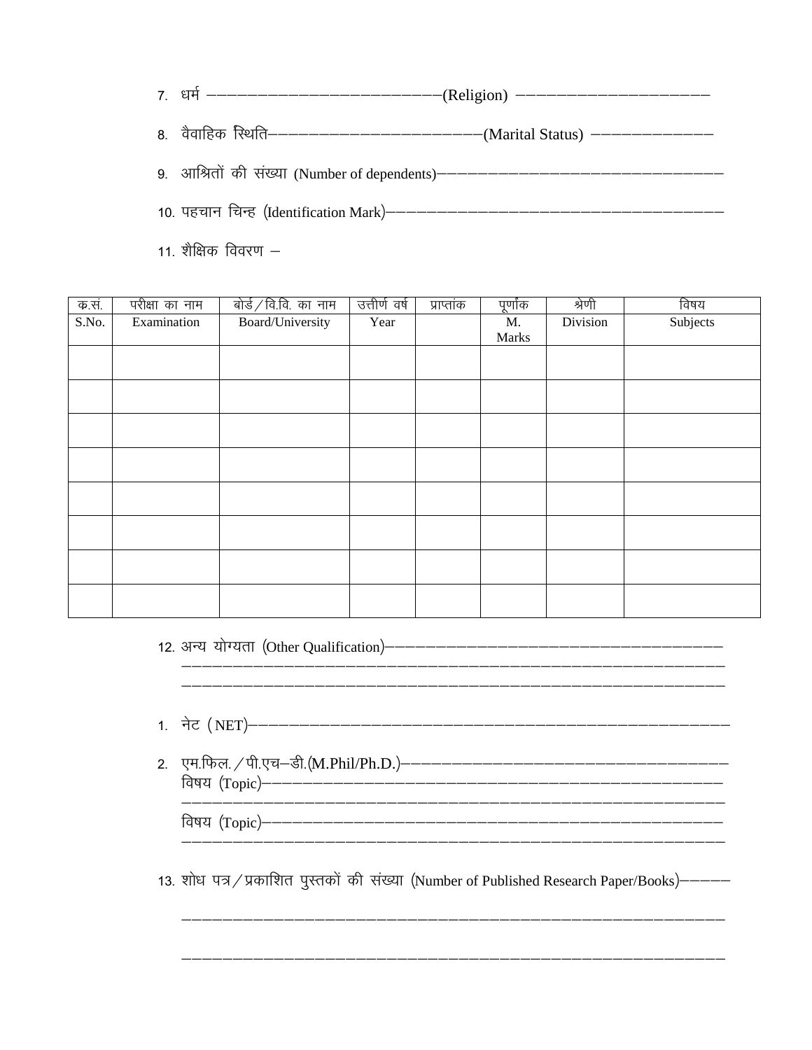7. धर्म ——————————————————————(Religion) ——————————————————

8. वैवाहिक स्थिति————————————————————(Marital Status) ————————————

9. आश्रितों की संख्या (Number of dependents)————————————————————————————

10. पहचान चिन्ह (Identification Mark)——————————————————————————————————

11. शैक्षिक विवरण —

| क.सं. S.No. | परीक्षा का नाम Examination | बोर्ड / वि.वि. का नाम Board/University | उत्तीर्ण वर्ष Year | प्राप्तांक | पूर्णांक M. Marks | श्रेणी Division | विषय Subjects |
|---|---|---|---|---|---|---|---|
| | | | | | | | |
| | | | | | | | |
| | | | | | | | |
| | | | | | | | |
| | | | | | | | |
| | | | | | | | |
| | | | | | | | |
| | | | | | | | |

12. अन्य योग्यता (Other Qualification)————————————————————————————————————
————————————————————————————————————————————————————————
————————————————————————————————————————————————————————

1. नेट (NET)————————————————————————————————————————————————

2. एम.फिल. / पी.एच–डी.(M.Phil/Ph.D.)————————————————————————————————
   विषय (Topic)——————————————————————————————————————————————
   ————————————————————————————————————————————————————————
   विषय (Topic)——————————————————————————————————————————————
   ————————————————————————————————————————————————————————

13. शोध पत्र / प्रकाशित पुस्तकों की संख्या (Number of Published Research Paper/Books)—————

————————————————————————————————————————————————————————

————————————————————————————————————————————————————————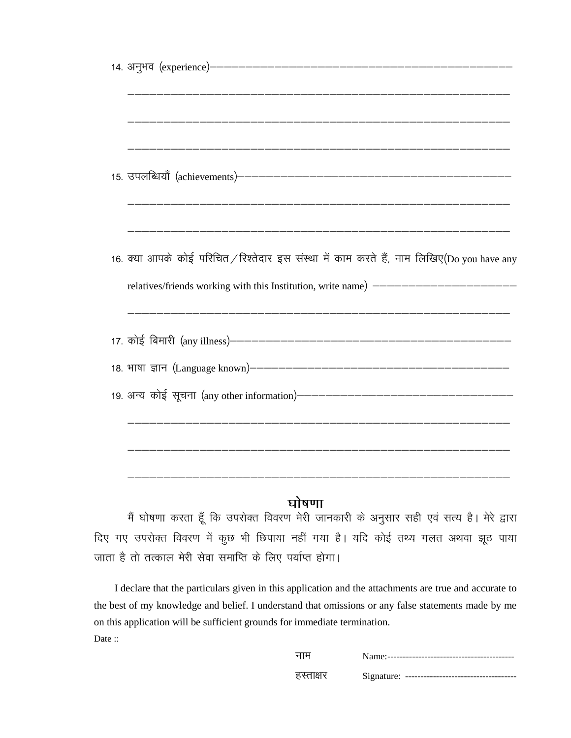14. अनुभव (experience)————————————————————————————————

————————————————————————————————————————

————————————————————————————————————————

————————————————————————————————————————

15. उपलब्धियाँ (achievements)———————————————————————————

————————————————————————————————————————

————————————————————————————————————————

16. क्या आपके कोई परिचित/रिश्तेदार इस संस्था में काम करते हैं, नाम लिखिए(Do you have any relatives/friends working with this Institution, write name) ————————————————

————————————————————————————————————————

17. कोई बिमारी (any illness)—————————————————————————————

18. भाषा ज्ञान (Language known)——————————————————————————

19. अन्य कोई सूचना (any other information)————————————————————

————————————————————————————————————————

————————————————————————————————————————

————————————————————————————————————————

## घोषणा

मैं घोषणा करता हूँ कि उपरोक्त विवरण मेरी जानकारी के अनुसार सही एवं सत्य है। मेरे द्वारा दिए गए उपरोक्त विवरण में कुछ भी छिपाया नहीं गया है। यदि कोई तथ्य गलत अथवा झूठ पाया जाता है तो तत्काल मेरी सेवा समाप्ति के लिए पर्याप्त होगा।

I declare that the particulars given in this application and the attachments are true and accurate to the best of my knowledge and belief. I understand that omissions or any false statements made by me on this application will be sufficient grounds for immediate termination.

Date ::

नाम Name:----------------------------------------

हस्ताक्षर Signature: ------------------------------------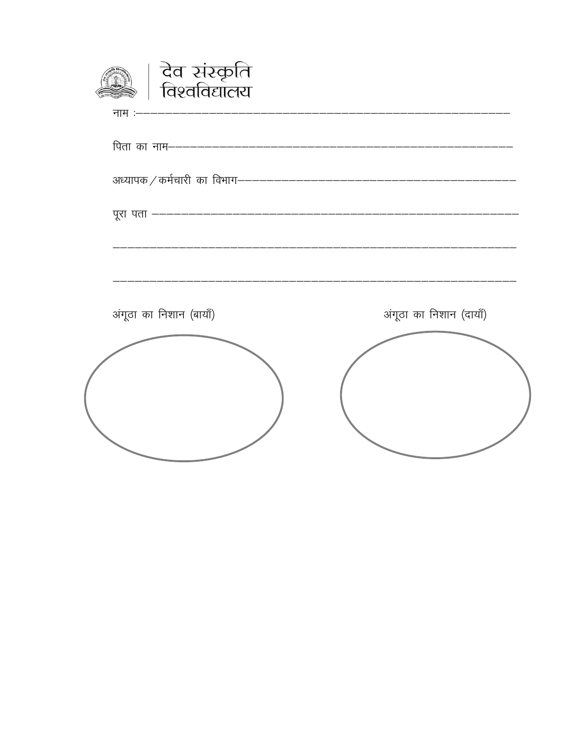देव संस्कृति विश्वविद्यालय

नाम :-----------------------------------------------------------

पिता का नाम-----------------------------------------------------------

अध्यापक / कर्मचारी का विभाग---------------------------------------------

पूरा पता -----------------------------------------------------------

-----------------------------------------------------------------

-----------------------------------------------------------------

अंगूठा का निशान (बायाँ) अंगूठा का निशान (दायाँ)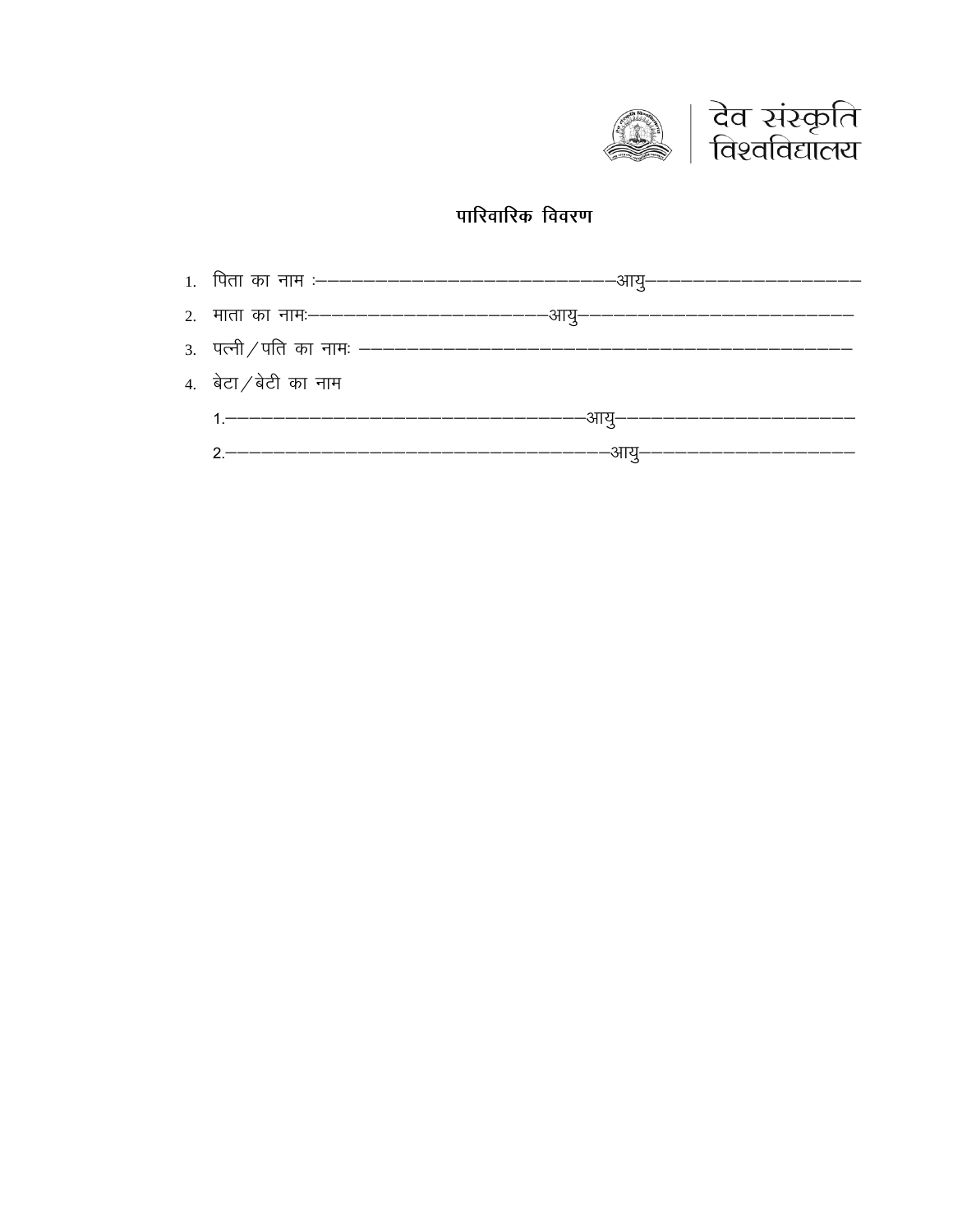देव संस्कृति विश्वविद्यालय

## पारिवारिक विवरण

1. पिता का नाम :––––––––––––––––––––––––––आयु––––––––––––––––––
2. माता का नामः––––––––––––––––––––––आयु––––––––––––––––––––––––
3. पत्नी / पति का नामः –––––––––––––––––––––––––––––––––––––––––––––
4. बेटा / बेटी का नाम

   1.–––––––––––––––––––––––––––––––––आयु–––––––––––––––––––––

   2.–––––––––––––––––––––––––––––––––––आयु–––––––––––––––––––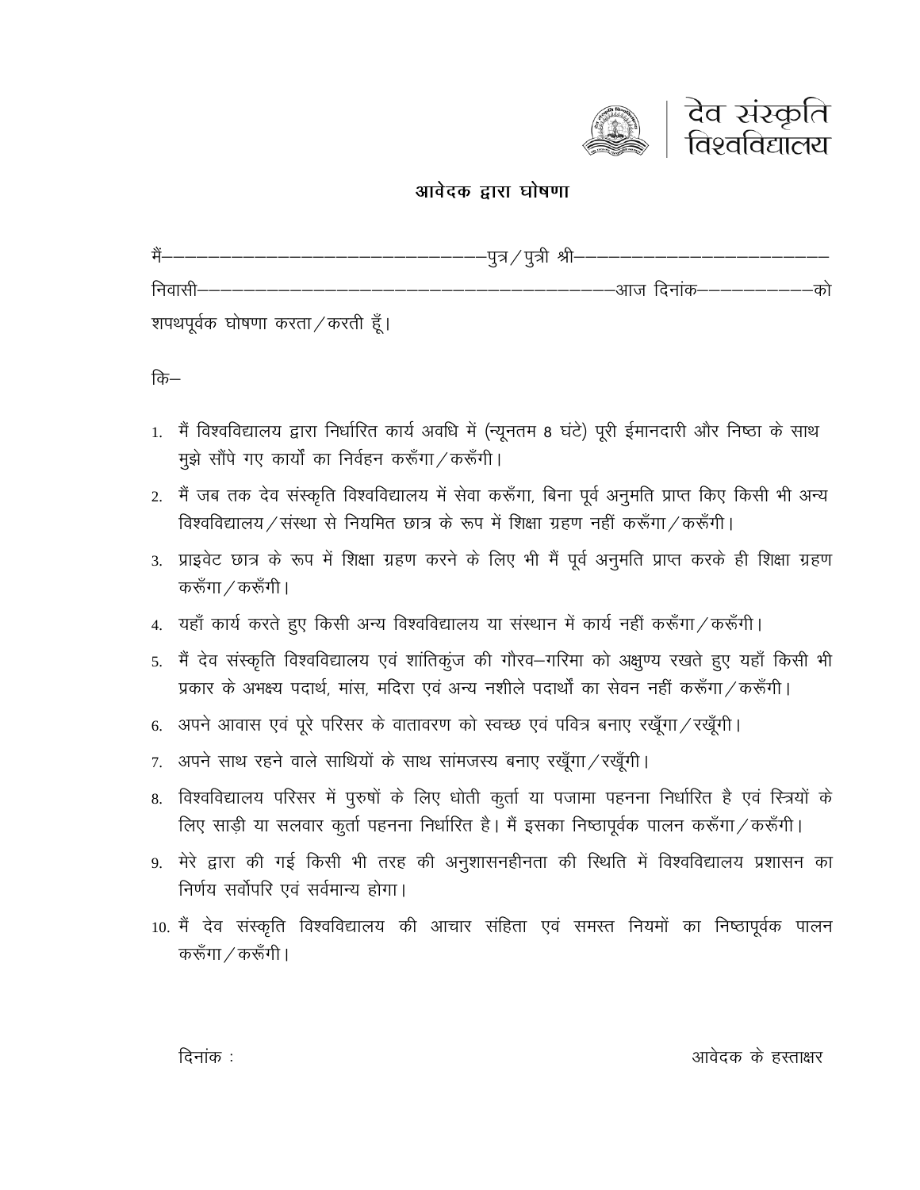देव संस्कृति विश्वविद्यालय

## आवेदक द्वारा घोषणा

मैं–––––––––––––––––––––––––––––पुत्र/पुत्री श्री––––––––––––––––––––––

निवासी––––––––––––––––––––––––––––––––––––––आज दिनांक––––––––––को

शपथपूर्वक घोषणा करता/करती हूँ।

कि–

1. मैं विश्वविद्यालय द्वारा निर्धारित कार्य अवधि में (न्यूनतम 8 घंटे) पूरी ईमानदारी और निष्ठा के साथ मुझे सौंपे गए कार्यों का निर्वहन करूँगा/करूँगी।
2. मैं जब तक देव संस्कृति विश्वविद्यालय में सेवा करूँगा, बिना पूर्व अनुमति प्राप्त किए किसी भी अन्य विश्वविद्यालय/संस्था से नियमित छात्र के रूप में शिक्षा ग्रहण नहीं करूँगा/करूँगी।
3. प्राइवेट छात्र के रूप में शिक्षा ग्रहण करने के लिए भी मैं पूर्व अनुमति प्राप्त करके ही शिक्षा ग्रहण करूँगा/करूँगी।
4. यहाँ कार्य करते हुए किसी अन्य विश्वविद्यालय या संस्थान में कार्य नहीं करूँगा/करूँगी।
5. मैं देव संस्कृति विश्वविद्यालय एवं शांतिकुंज की गौरव–गरिमा को अक्षुण्य रखते हुए यहाँ किसी भी प्रकार के अभक्ष्य पदार्थ, मांस, मदिरा एवं अन्य नशीले पदार्थों का सेवन नहीं करूँगा/करूँगी।
6. अपने आवास एवं पूरे परिसर के वातावरण को स्वच्छ एवं पवित्र बनाए रखूँगा/रखूँगी।
7. अपने साथ रहने वाले साथियों के साथ सामंजस्य बनाए रखूँगा/रखूँगी।
8. विश्वविद्यालय परिसर में पुरुषों के लिए धोती कुर्ता या पजामा पहनना निर्धारित है एवं स्त्रियों के लिए साड़ी या सलवार कुर्ता पहनना निर्धारित है। मैं इसका निष्ठापूर्वक पालन करूँगा/करूँगी।
9. मेरे द्वारा की गई किसी भी तरह की अनुशासनहीनता की स्थिति में विश्वविद्यालय प्रशासन का निर्णय सर्वोपरि एवं सर्वमान्य होगा।
10. मैं देव संस्कृति विश्वविद्यालय की आचार संहिता एवं समस्त नियमों का निष्ठापूर्वक पालन करूँगा/करूँगी।

दिनांक : आवेदक के हस्ताक्षर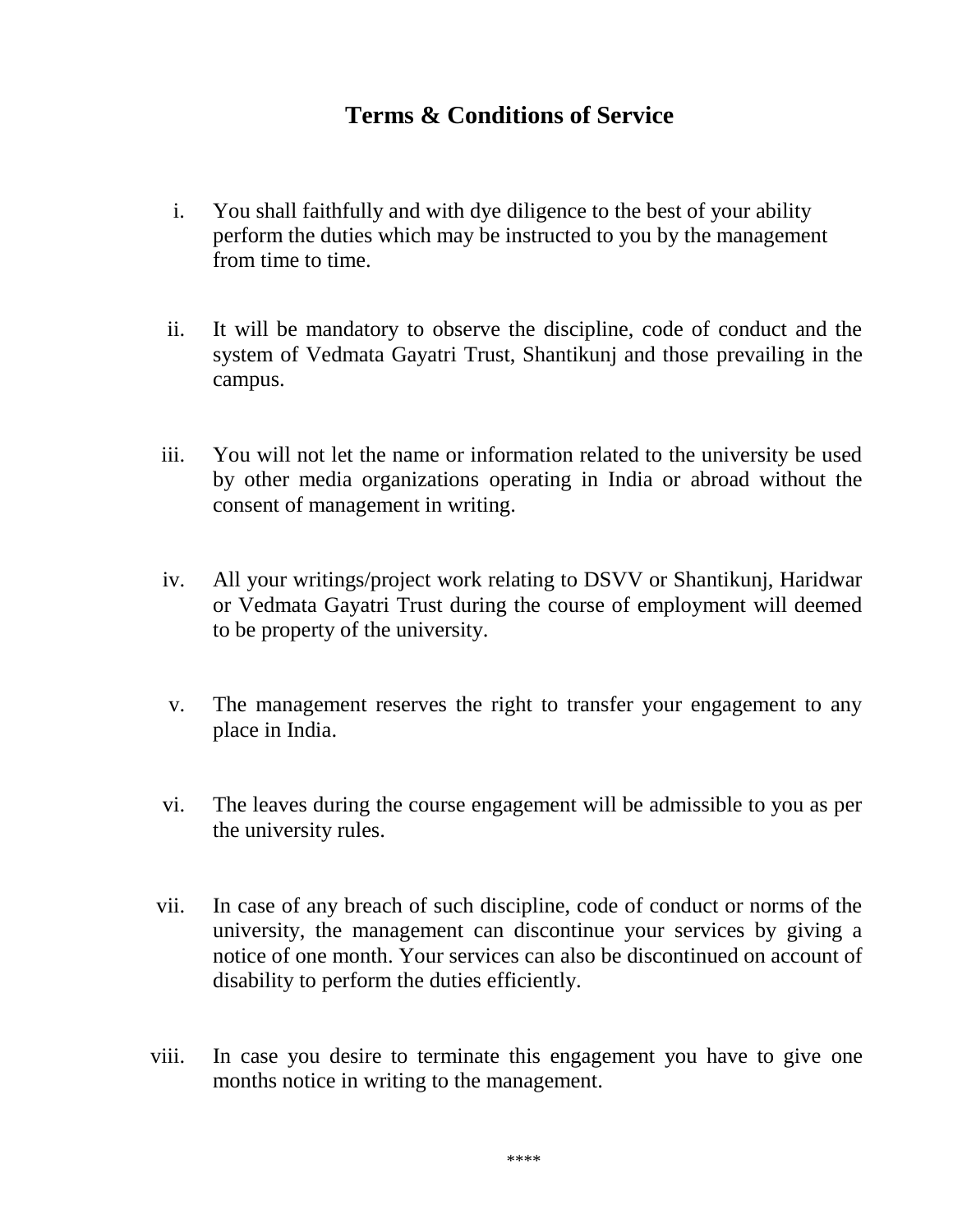# Terms & Conditions of Service

i. You shall faithfully and with dye diligence to the best of your ability perform the duties which may be instructed to you by the management from time to time.

ii. It will be mandatory to observe the discipline, code of conduct and the system of Vedmata Gayatri Trust, Shantikunj and those prevailing in the campus.

iii. You will not let the name or information related to the university be used by other media organizations operating in India or abroad without the consent of management in writing.

iv. All your writings/project work relating to DSVV or Shantikunj, Haridwar or Vedmata Gayatri Trust during the course of employment will deemed to be property of the university.

v. The management reserves the right to transfer your engagement to any place in India.

vi. The leaves during the course engagement will be admissible to you as per the university rules.

vii. In case of any breach of such discipline, code of conduct or norms of the university, the management can discontinue your services by giving a notice of one month. Your services can also be discontinued on account of disability to perform the duties efficiently.

viii. In case you desire to terminate this engagement you have to give one months notice in writing to the management.

****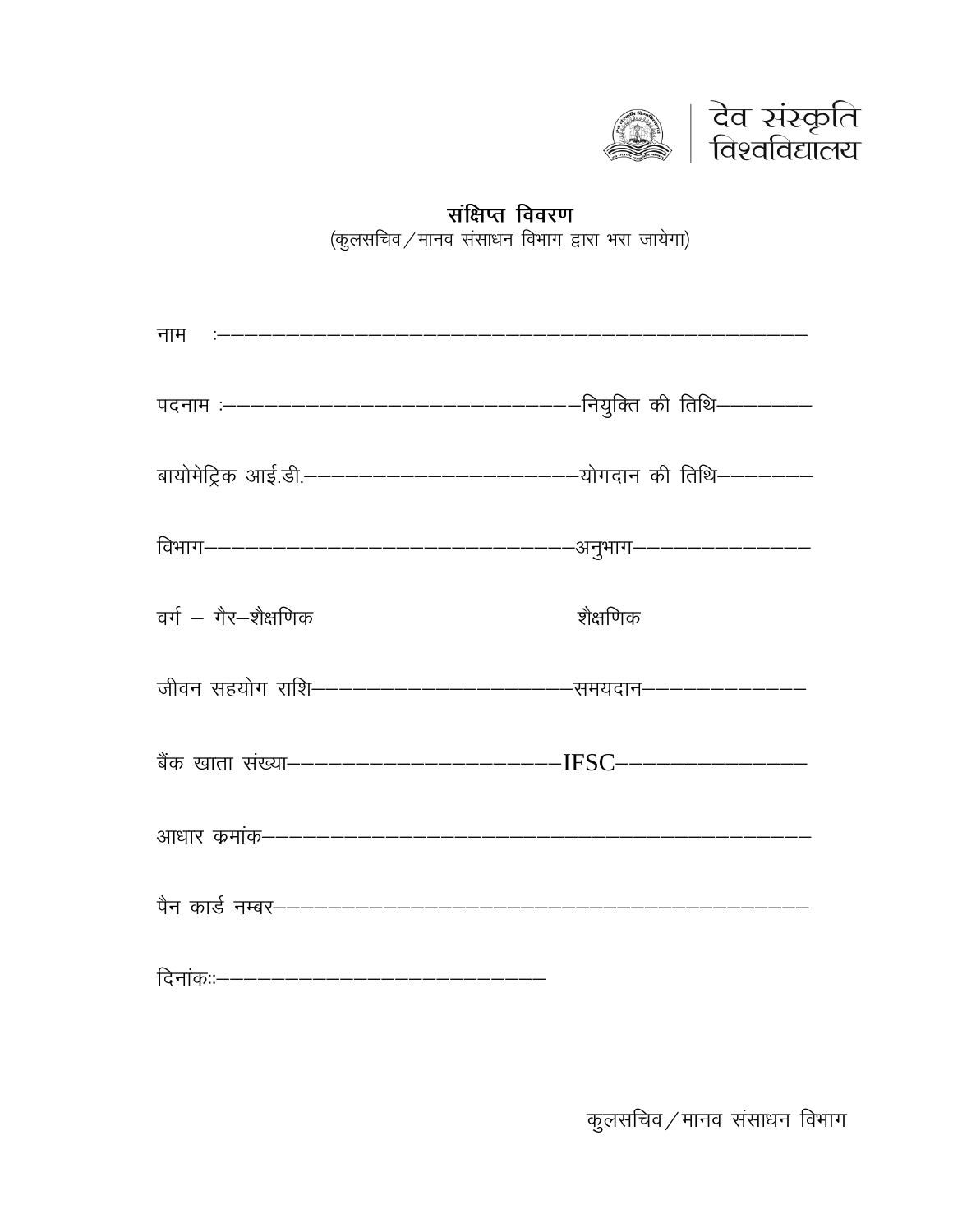देव संस्कृति विश्वविद्यालय

## संक्षिप्त विवरण

(कुलसचिव / मानव संसाधन विभाग द्वारा भरा जायेगा)

नाम :---------------------------------------------

पदनाम :---------------------------नियुक्ति की तिथि-------

बायोमेट्रिक आई.डी.---------------------योगदान की तिथि-------

विभाग---------------------------अनुभाग-------------

वर्ग – गैर–शैक्षणिक                                        शैक्षणिक

जीवन सहयोग राशि---------------------समयदान-------------

बैंक खाता संख्या---------------------IFSC-------------

आधार कमांक-----------------------------------------

पैन कार्ड नम्बर-----------------------------------------

दिनांकः:---------------------------

कुलसचिव / मानव संसाधन विभाग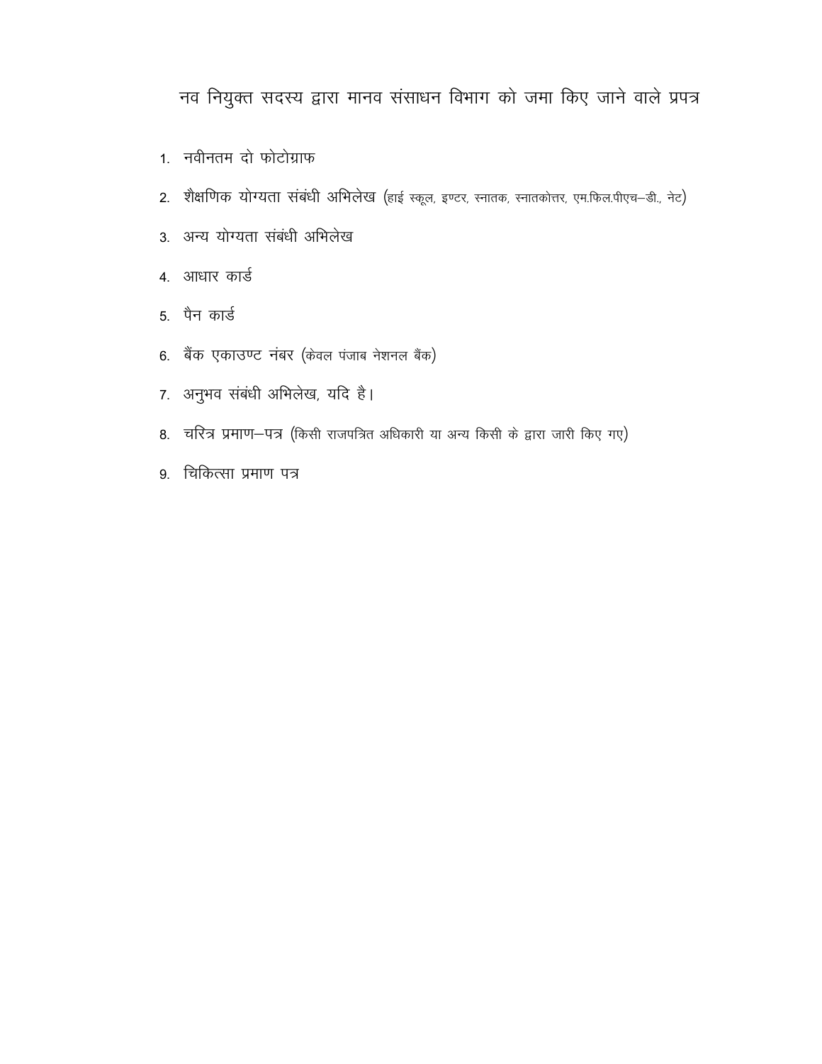# नव नियुक्त सदस्य द्वारा मानव संसाधन विभाग को जमा किए जाने वाले प्रपत्र

1. नवीनतम दो फोटोग्राफ
2. शैक्षणिक योग्यता संबंधी अभिलेख (हाई स्कूल, इण्टर, स्नातक, स्नातकोत्तर, एम.फिल.पीएच–डी., नेट)
3. अन्य योग्यता संबंधी अभिलेख
4. आधार कार्ड
5. पैन कार्ड
6. बैंक एकाउण्ट नंबर (केवल पंजाब नेशनल बैंक)
7. अनुभव संबंधी अभिलेख, यदि है।
8. चरित्र प्रमाण–पत्र (किसी राजपत्रित अधिकारी या अन्य किसी के द्वारा जारी किए गए)
9. चिकित्सा प्रमाण पत्र